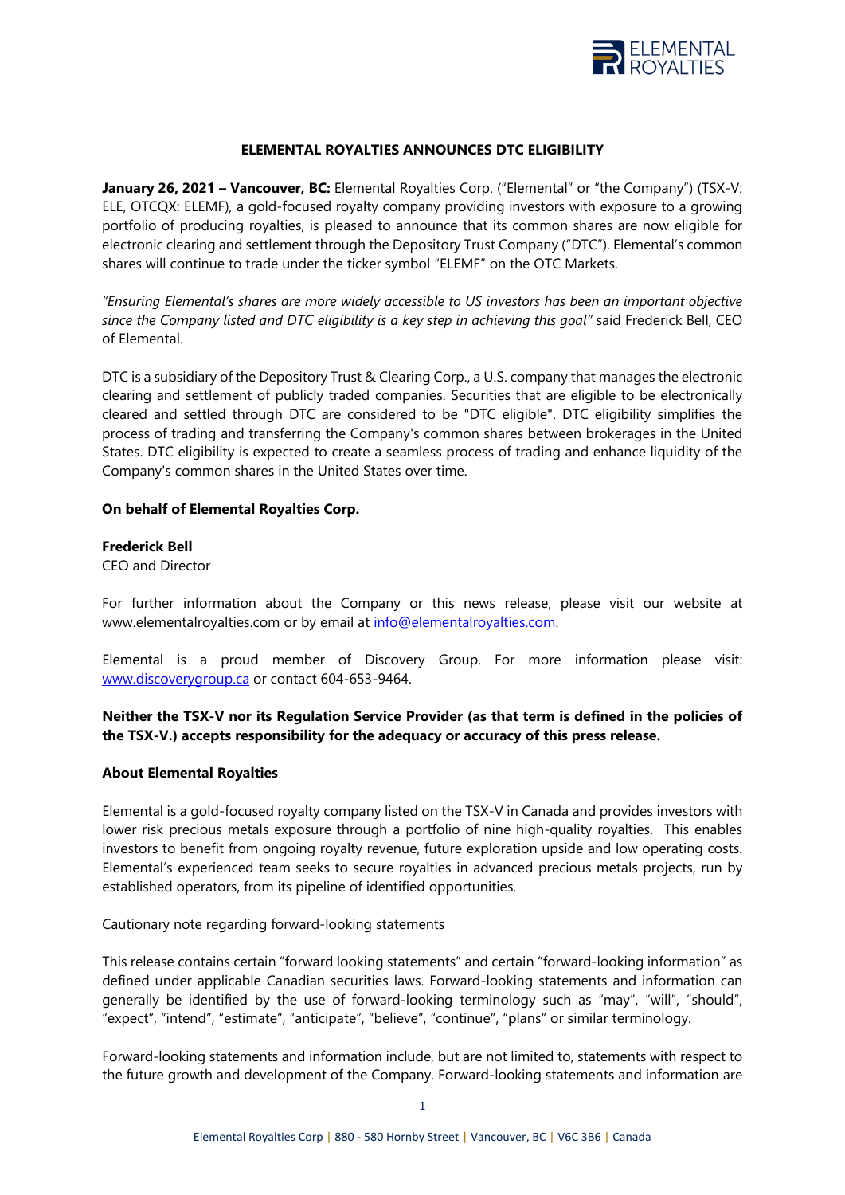# ELEMENTAL ROYALTIES ANNOUNCES DTC ELIGIBILITY

**January 26, 2021 – Vancouver, BC:** Elemental Royalties Corp. ("Elemental" or "the Company") (TSX-V: ELE, OTCQX: ELEMF), a gold-focused royalty company providing investors with exposure to a growing portfolio of producing royalties, is pleased to announce that its common shares are now eligible for electronic clearing and settlement through the Depository Trust Company ("DTC"). Elemental's common shares will continue to trade under the ticker symbol "ELEMF" on the OTC Markets.

*"Ensuring Elemental's shares are more widely accessible to US investors has been an important objective since the Company listed and DTC eligibility is a key step in achieving this goal"* said Frederick Bell, CEO of Elemental.

DTC is a subsidiary of the Depository Trust & Clearing Corp., a U.S. company that manages the electronic clearing and settlement of publicly traded companies. Securities that are eligible to be electronically cleared and settled through DTC are considered to be "DTC eligible". DTC eligibility simplifies the process of trading and transferring the Company's common shares between brokerages in the United States. DTC eligibility is expected to create a seamless process of trading and enhance liquidity of the Company's common shares in the United States over time.

**On behalf of Elemental Royalties Corp.**

**Frederick Bell**
CEO and Director

For further information about the Company or this news release, please visit our website at www.elementalroyalties.com or by email at info@elementalroyalties.com.

Elemental is a proud member of Discovery Group. For more information please visit: www.discoverygroup.ca or contact 604-653-9464.

**Neither the TSX-V nor its Regulation Service Provider (as that term is defined in the policies of the TSX-V.) accepts responsibility for the adequacy or accuracy of this press release.**

**About Elemental Royalties**

Elemental is a gold-focused royalty company listed on the TSX-V in Canada and provides investors with lower risk precious metals exposure through a portfolio of nine high-quality royalties. This enables investors to benefit from ongoing royalty revenue, future exploration upside and low operating costs. Elemental's experienced team seeks to secure royalties in advanced precious metals projects, run by established operators, from its pipeline of identified opportunities.

Cautionary note regarding forward-looking statements

This release contains certain "forward looking statements" and certain "forward-looking information" as defined under applicable Canadian securities laws. Forward-looking statements and information can generally be identified by the use of forward-looking terminology such as "may", "will", "should", "expect", "intend", "estimate", "anticipate", "believe", "continue", "plans" or similar terminology.

Forward-looking statements and information include, but are not limited to, statements with respect to the future growth and development of the Company. Forward-looking statements and information are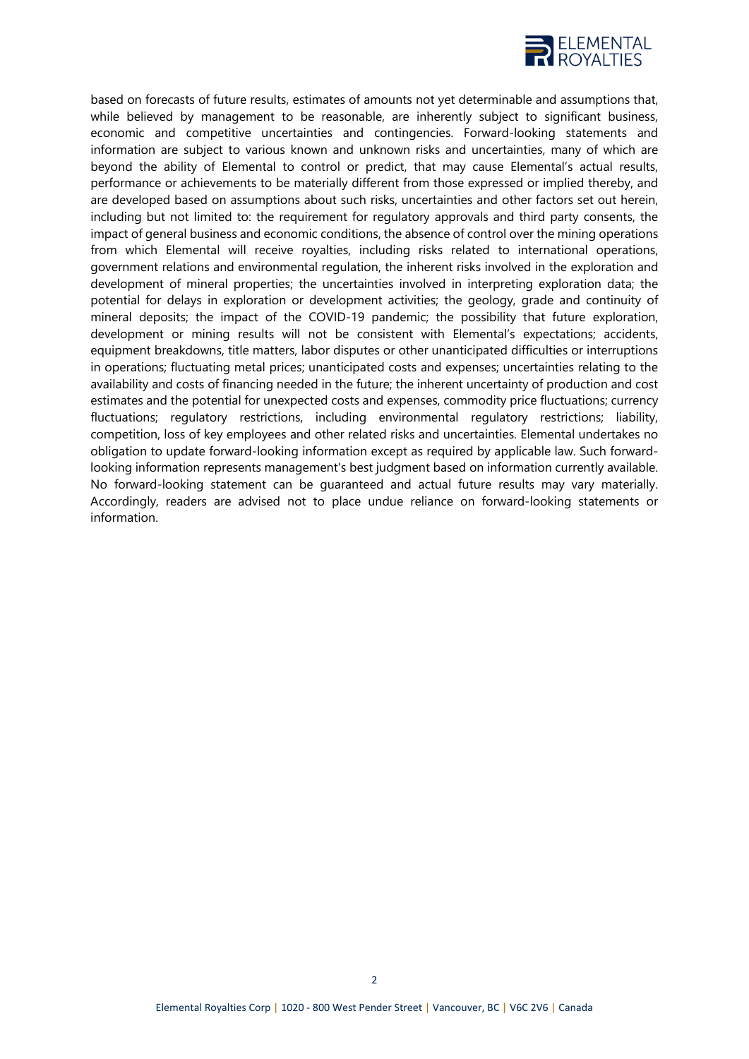based on forecasts of future results, estimates of amounts not yet determinable and assumptions that, while believed by management to be reasonable, are inherently subject to significant business, economic and competitive uncertainties and contingencies. Forward-looking statements and information are subject to various known and unknown risks and uncertainties, many of which are beyond the ability of Elemental to control or predict, that may cause Elemental's actual results, performance or achievements to be materially different from those expressed or implied thereby, and are developed based on assumptions about such risks, uncertainties and other factors set out herein, including but not limited to: the requirement for regulatory approvals and third party consents, the impact of general business and economic conditions, the absence of control over the mining operations from which Elemental will receive royalties, including risks related to international operations, government relations and environmental regulation, the inherent risks involved in the exploration and development of mineral properties; the uncertainties involved in interpreting exploration data; the potential for delays in exploration or development activities; the geology, grade and continuity of mineral deposits; the impact of the COVID-19 pandemic; the possibility that future exploration, development or mining results will not be consistent with Elemental's expectations; accidents, equipment breakdowns, title matters, labor disputes or other unanticipated difficulties or interruptions in operations; fluctuating metal prices; unanticipated costs and expenses; uncertainties relating to the availability and costs of financing needed in the future; the inherent uncertainty of production and cost estimates and the potential for unexpected costs and expenses, commodity price fluctuations; currency fluctuations; regulatory restrictions, including environmental regulatory restrictions; liability, competition, loss of key employees and other related risks and uncertainties. Elemental undertakes no obligation to update forward-looking information except as required by applicable law. Such forward-looking information represents management's best judgment based on information currently available. No forward-looking statement can be guaranteed and actual future results may vary materially. Accordingly, readers are advised not to place undue reliance on forward-looking statements or information.